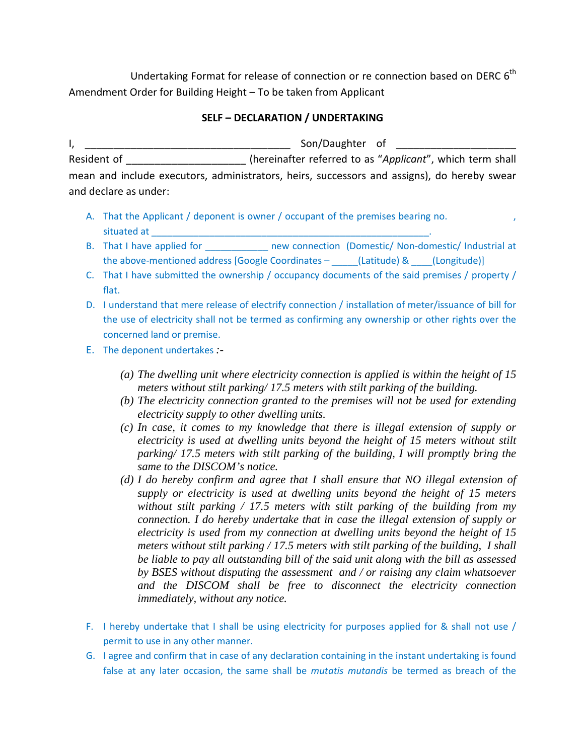Undertaking Format for release of connection or re connection based on DERC 6th Amendment Order for Building Height – To be taken from Applicant

**SELF – DECLARATION / UNDERTAKING**

I, ____________________________________ Son/Daughter of _____________________ Resident of _____________________ (hereinafter referred to as "*Applicant*", which term shall mean and include executors, administrators, heirs, successors and assigns), do hereby swear and declare as under:

A. That the Applicant / deponent is owner / occupant of the premises bearing no. , situated at _______________________________________________________.

B. That I have applied for ____________ new connection (Domestic/ Non-domestic/ Industrial at the above-mentioned address [Google Coordinates – _____(Latitude) & ____(Longitude)]

C. That I have submitted the ownership / occupancy documents of the said premises / property / flat.

D. I understand that mere release of electrify connection / installation of meter/issuance of bill for the use of electricity shall not be termed as confirming any ownership or other rights over the concerned land or premise.

E. The deponent undertakes *:-*

   *(a) The dwelling unit where electricity connection is applied is within the height of 15 meters without stilt parking/ 17.5 meters with stilt parking of the building.*

   *(b) The electricity connection granted to the premises will not be used for extending electricity supply to other dwelling units.*

   *(c) In case, it comes to my knowledge that there is illegal extension of supply or electricity is used at dwelling units beyond the height of 15 meters without stilt parking/ 17.5 meters with stilt parking of the building, I will promptly bring the same to the DISCOM's notice.*

   *(d) I do hereby confirm and agree that I shall ensure that NO illegal extension of supply or electricity is used at dwelling units beyond the height of 15 meters without stilt parking / 17.5 meters with stilt parking of the building from my connection. I do hereby undertake that in case the illegal extension of supply or electricity is used from my connection at dwelling units beyond the height of 15 meters without stilt parking / 17.5 meters with stilt parking of the building, I shall be liable to pay all outstanding bill of the said unit along with the bill as assessed by BSES without disputing the assessment and / or raising any claim whatsoever and the DISCOM shall be free to disconnect the electricity connection immediately, without any notice.*

F. I hereby undertake that I shall be using electricity for purposes applied for & shall not use / permit to use in any other manner.

G. I agree and confirm that in case of any declaration containing in the instant undertaking is found false at any later occasion, the same shall be *mutatis mutandis* be termed as breach of the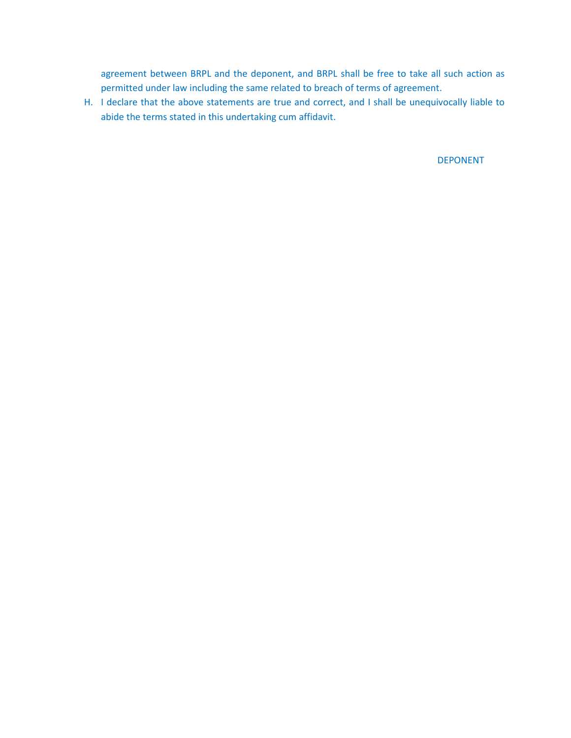agreement between BRPL and the deponent, and BRPL shall be free to take all such action as permitted under law including the same related to breach of terms of agreement.

H. I declare that the above statements are true and correct, and I shall be unequivocally liable to abide the terms stated in this undertaking cum affidavit.

DEPONENT